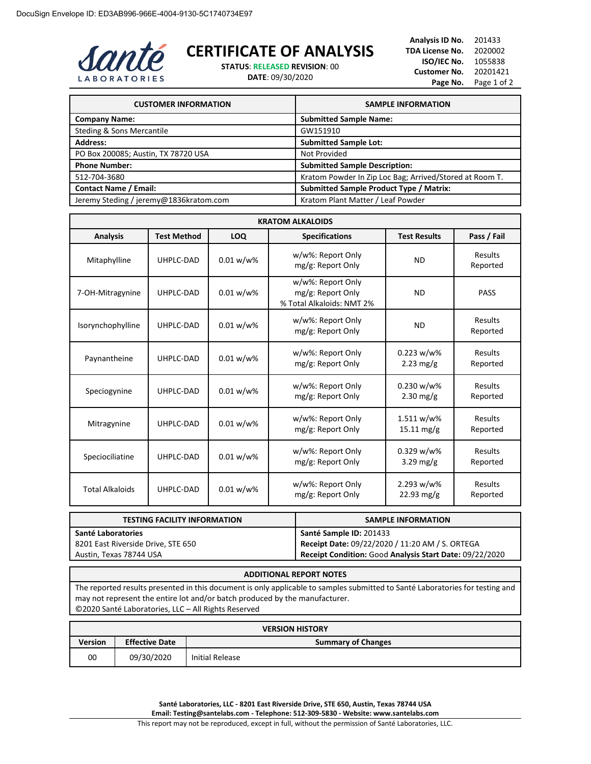DocuSign Envelope ID: ED3AB996-966E-4004-9130-5C1740734E97

Santé LABORATORIES

# CERTIFICATE OF ANALYSIS

**STATUS**: RELEASED **REVISION**: 00
**DATE**: 09/30/2020

**Analysis ID No.** 201433
**TDA License No.** 2020002
**ISO/IEC No.** 1055838
**Customer No.** 20201421
**Page No.** Page 1 of 2

| CUSTOMER INFORMATION | SAMPLE INFORMATION |
|---|---|
| **Company Name:** | **Submitted Sample Name:** |
| Steding & Sons Mercantile | GW151910 |
| **Address:** | **Submitted Sample Lot:** |
| PO Box 200085; Austin, TX 78720 USA | Not Provided |
| **Phone Number:** | **Submitted Sample Description:** |
| 512-704-3680 | Kratom Powder In Zip Loc Bag; Arrived/Stored at Room T. |
| **Contact Name / Email:** | **Submitted Sample Product Type / Matrix:** |
| Jeremy Steding / jeremy@1836kratom.com | Kratom Plant Matter / Leaf Powder |

**KRATOM ALKALOIDS**

| Analysis | Test Method | LOQ | Specifications | Test Results | Pass / Fail |
|---|---|---|---|---|---|
| Mitaphylline | UHPLC-DAD | 0.01 w/w% | w/w%: Report Only<br>mg/g: Report Only | ND | Results Reported |
| 7-OH-Mitragynine | UHPLC-DAD | 0.01 w/w% | w/w%: Report Only<br>mg/g: Report Only<br>% Total Alkaloids: NMT 2% | ND | PASS |
| Isorynchophylline | UHPLC-DAD | 0.01 w/w% | w/w%: Report Only<br>mg/g: Report Only | ND | Results Reported |
| Paynantheine | UHPLC-DAD | 0.01 w/w% | w/w%: Report Only<br>mg/g: Report Only | 0.223 w/w%<br>2.23 mg/g | Results Reported |
| Speciogynine | UHPLC-DAD | 0.01 w/w% | w/w%: Report Only<br>mg/g: Report Only | 0.230 w/w%<br>2.30 mg/g | Results Reported |
| Mitragynine | UHPLC-DAD | 0.01 w/w% | w/w%: Report Only<br>mg/g: Report Only | 1.511 w/w%<br>15.11 mg/g | Results Reported |
| Speciociliatine | UHPLC-DAD | 0.01 w/w% | w/w%: Report Only<br>mg/g: Report Only | 0.329 w/w%<br>3.29 mg/g | Results Reported |
| Total Alkaloids | UHPLC-DAD | 0.01 w/w% | w/w%: Report Only<br>mg/g: Report Only | 2.293 w/w%<br>22.93 mg/g | Results Reported |

| TESTING FACILITY INFORMATION | SAMPLE INFORMATION |
|---|---|
| **Santé Laboratories**<br>8201 East Riverside Drive, STE 650<br>Austin, Texas 78744 USA | **Santé Sample ID:** 201433<br>**Receipt Date:** 09/22/2020 / 11:20 AM / S. ORTEGA<br>**Receipt Condition:** Good **Analysis Start Date:** 09/22/2020 |

**ADDITIONAL REPORT NOTES**

The reported results presented in this document is only applicable to samples submitted to Santé Laboratories for testing and may not represent the entire lot and/or batch produced by the manufacturer.
©2020 Santé Laboratories, LLC – All Rights Reserved

**VERSION HISTORY**

| Version | Effective Date | Summary of Changes |
|---|---|---|
| 00 | 09/30/2020 | Initial Release |

**Santé Laboratories, LLC - 8201 East Riverside Drive, STE 650, Austin, Texas 78744 USA**
**Email: Testing@santelabs.com - Telephone: 512-309-5830 - Website: www.santelabs.com**
This report may not be reproduced, except in full, without the permission of Santé Laboratories, LLC.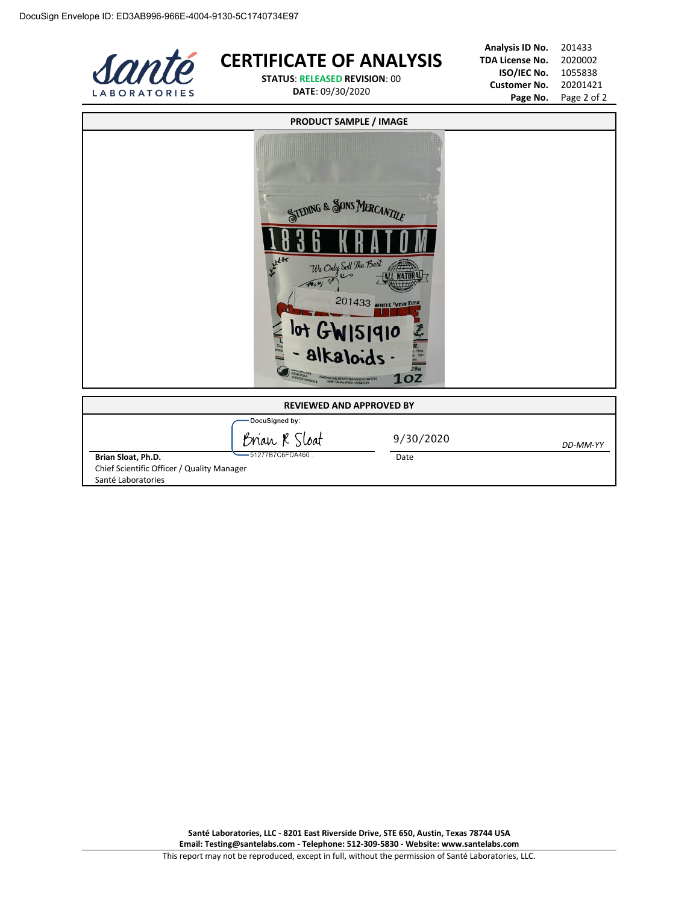DocuSign Envelope ID: ED3AB996-966E-4004-9130-5C1740734E97

Santé LABORATORIES

# CERTIFICATE OF ANALYSIS

**STATUS**: RELEASED **REVISION**: 00
**DATE**: 09/30/2020

| | |
|---|---|
| **Analysis ID No.** | 201433 |
| **TDA License No.** | 2020002 |
| **ISO/IEC No.** | 1055838 |
| **Customer No.** | 20201421 |
| **Page No.** | Page 2 of 2 |

## PRODUCT SAMPLE / IMAGE

## REVIEWED AND APPROVED BY

DocuSigned by:
Brian R Sloat
51277B7C6FDA460...

**Brian Sloat, Ph.D.**
Chief Scientific Officer / Quality Manager
Santé Laboratories

9/30/2020
Date

*DD-MM-YY*

**Santé Laboratories, LLC - 8201 East Riverside Drive, STE 650, Austin, Texas 78744 USA**
**Email: Testing@santelabs.com - Telephone: 512-309-5830 - Website: www.santelabs.com**

This report may not be reproduced, except in full, without the permission of Santé Laboratories, LLC.